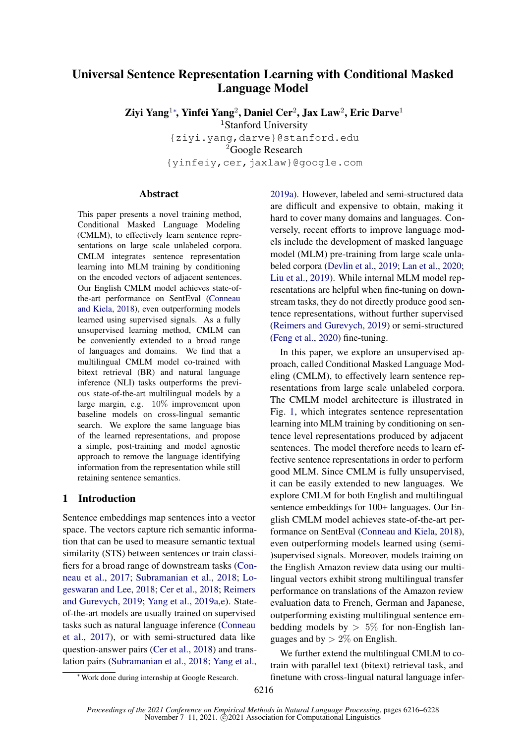# Universal Sentence Representation Learning with Conditional Masked Language Model

**Ziyi Yang[1]*, Yinfei Yang[2], Daniel Cer[2], Jax Law[2], Eric Darve[1]**

[1]Stanford University
{ziyi.yang,darve}@stanford.edu
[2]Google Research
{yinfeiy,cer,jaxlaw}@google.com

## Abstract

This paper presents a novel training method, Conditional Masked Language Modeling (CMLM), to effectively learn sentence representations on large scale unlabeled corpora. CMLM integrates sentence representation learning into MLM training by conditioning on the encoded vectors of adjacent sentences. Our English CMLM model achieves state-of-the-art performance on SentEval (Conneau and Kiela, 2018), even outperforming models learned using supervised signals. As a fully unsupervised learning method, CMLM can be conveniently extended to a broad range of languages and domains. We find that a multilingual CMLM model co-trained with bitext retrieval (BR) and natural language inference (NLI) tasks outperforms the previous state-of-the-art multilingual models by a large margin, e.g. 10% improvement upon baseline models on cross-lingual semantic search. We explore the same language bias of the learned representations, and propose a simple, post-training and model agnostic approach to remove the language identifying information from the representation while still retaining sentence semantics.

## 1 Introduction

Sentence embeddings map sentences into a vector space. The vectors capture rich semantic information that can be used to measure semantic textual similarity (STS) between sentences or train classifiers for a broad range of downstream tasks (Conneau et al., 2017; Subramanian et al., 2018; Logeswaran and Lee, 2018; Cer et al., 2018; Reimers and Gurevych, 2019; Yang et al., 2019a,e). State-of-the-art models are usually trained on supervised tasks such as natural language inference (Conneau et al., 2017), or with semi-structured data like question-answer pairs (Cer et al., 2018) and translation pairs (Subramanian et al., 2018; Yang et al., 2019a). However, labeled and semi-structured data are difficult and expensive to obtain, making it hard to cover many domains and languages. Conversely, recent efforts to improve language models include the development of masked language model (MLM) pre-training from large scale unlabeled corpora (Devlin et al., 2019; Lan et al., 2020; Liu et al., 2019). While internal MLM model representations are helpful when fine-tuning on downstream tasks, they do not directly produce good sentence representations, without further supervised (Reimers and Gurevych, 2019) or semi-structured (Feng et al., 2020) fine-tuning.

In this paper, we explore an unsupervised approach, called Conditional Masked Language Modeling (CMLM), to effectively learn sentence representations from large scale unlabeled corpora. The CMLM model architecture is illustrated in Fig. 1, which integrates sentence representation learning into MLM training by conditioning on sentence level representations produced by adjacent sentences. The model therefore needs to learn effective sentence representations in order to perform good MLM. Since CMLM is fully unsupervised, it can be easily extended to new languages. We explore CMLM for both English and multilingual sentence embeddings for 100+ languages. Our English CMLM model achieves state-of-the-art performance on SentEval (Conneau and Kiela, 2018), even outperforming models learned using (semi-)supervised signals. Moreover, models training on the English Amazon review data using our multilingual vectors exhibit strong multilingual transfer performance on translations of the Amazon review evaluation data to French, German and Japanese, outperforming existing multilingual sentence embedding models by $> 5\%$ for non-English languages and by $> 2\%$ on English.

We further extend the multilingual CMLM to co-train with parallel text (bitext) retrieval task, and finetune with cross-lingual natural language infer-

*Work done during internship at Google Research.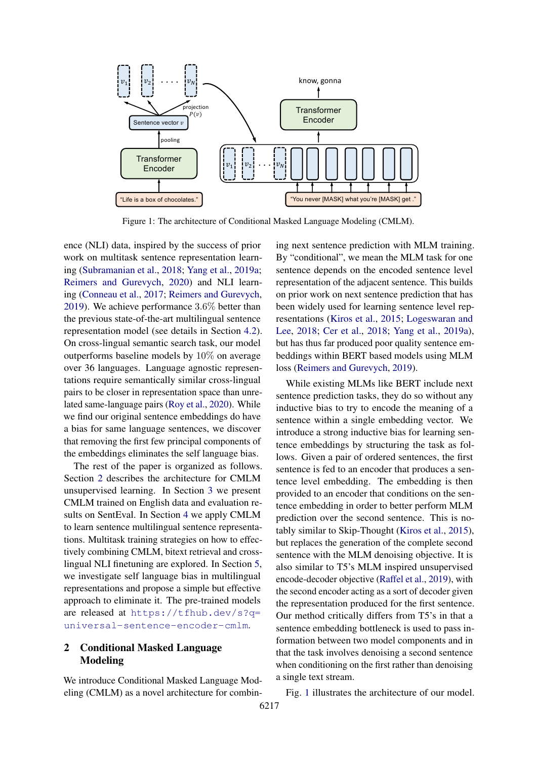Figure 1: The architecture of Conditional Masked Language Modeling (CMLM).

ence (NLI) data, inspired by the success of prior work on multitask sentence representation learning (Subramanian et al., 2018; Yang et al., 2019a; Reimers and Gurevych, 2020) and NLI learning (Conneau et al., 2017; Reimers and Gurevych, 2019). We achieve performance 3.6% better than the previous state-of-the-art multilingual sentence representation model (see details in Section 4.2). On cross-lingual semantic search task, our model outperforms baseline models by 10% on average over 36 languages. Language agnostic representations require semantically similar cross-lingual pairs to be closer in representation space than unrelated same-language pairs (Roy et al., 2020). While we find our original sentence embeddings do have a bias for same language sentences, we discover that removing the first few principal components of the embeddings eliminates the self language bias.

The rest of the paper is organized as follows. Section 2 describes the architecture for CMLM unsupervised learning. In Section 3 we present CMLM trained on English data and evaluation results on SentEval. In Section 4 we apply CMLM to learn sentence multilingual sentence representations. Multitask training strategies on how to effectively combining CMLM, bitext retrieval and cross-lingual NLI finetuning are explored. In Section 5, we investigate self language bias in multilingual representations and propose a simple but effective approach to eliminate it. The pre-trained models are released at https://tfhub.dev/s?q=universal-sentence-encoder-cmlm.

## 2 Conditional Masked Language Modeling

We introduce Conditional Masked Language Modeling (CMLM) as a novel architecture for combining next sentence prediction with MLM training. By "conditional", we mean the MLM task for one sentence depends on the encoded sentence level representation of the adjacent sentence. This builds on prior work on next sentence prediction that has been widely used for learning sentence level representations (Kiros et al., 2015; Logeswaran and Lee, 2018; Cer et al., 2018; Yang et al., 2019a), but has thus far produced poor quality sentence embeddings within BERT based models using MLM loss (Reimers and Gurevych, 2019).

While existing MLMs like BERT include next sentence prediction tasks, they do so without any inductive bias to try to encode the meaning of a sentence within a single embedding vector. We introduce a strong inductive bias for learning sentence embeddings by structuring the task as follows. Given a pair of ordered sentences, the first sentence is fed to an encoder that produces a sentence level embedding. The embedding is then provided to an encoder that conditions on the sentence embedding in order to better perform MLM prediction over the second sentence. This is notably similar to Skip-Thought (Kiros et al., 2015), but replaces the generation of the complete second sentence with the MLM denoising objective. It is also similar to T5's MLM inspired unsupervised encode-decoder objective (Raffel et al., 2019), with the second encoder acting as a sort of decoder given the representation produced for the first sentence. Our method critically differs from T5's in that a sentence embedding bottleneck is used to pass information between two model components and in that the task involves denoising a second sentence when conditioning on the first rather than denoising a single text stream.

Fig. 1 illustrates the architecture of our model.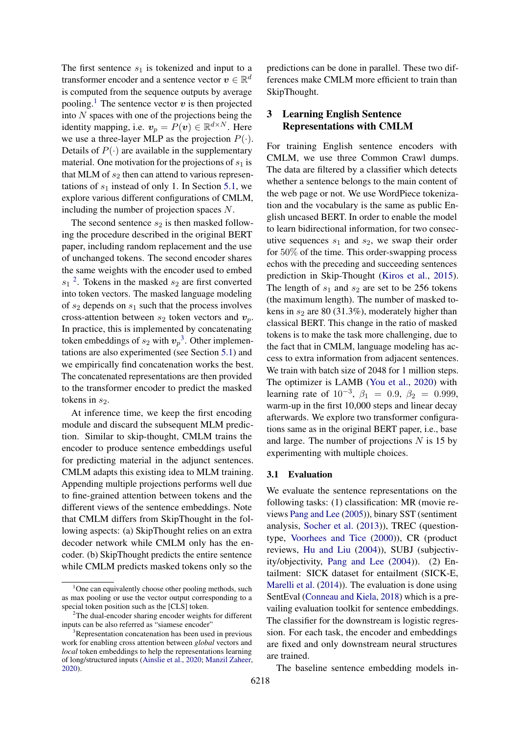The first sentence $s_1$ is tokenized and input to a transformer encoder and a sentence vector $\boldsymbol{v} \in \mathbb{R}^d$ is computed from the sequence outputs by average pooling.[1] The sentence vector $\boldsymbol{v}$ is then projected into $N$ spaces with one of the projections being the identity mapping, i.e. $\boldsymbol{v}_p = P(\boldsymbol{v}) \in \mathbb{R}^{d \times N}$. Here we use a three-layer MLP as the projection $P(\cdot)$. Details of $P(\cdot)$ are available in the supplementary material. One motivation for the projections of $s_1$ is that MLM of $s_2$ then can attend to various representations of $s_1$ instead of only 1. In Section 5.1, we explore various different configurations of CMLM, including the number of projection spaces $N$.

The second sentence $s_2$ is then masked following the procedure described in the original BERT paper, including random replacement and the use of unchanged tokens. The second encoder shares the same weights with the encoder used to embed $s_1$ [2]. Tokens in the masked $s_2$ are first converted into token vectors. The masked language modeling of $s_2$ depends on $s_1$ such that the process involves cross-attention between $s_2$ token vectors and $\boldsymbol{v}_p$. In practice, this is implemented by concatenating token embeddings of $s_2$ with $\boldsymbol{v}_p$[3]. Other implementations are also experimented (see Section 5.1) and we empirically find concatenation works the best. The concatenated representations are then provided to the transformer encoder to predict the masked tokens in $s_2$.

At inference time, we keep the first encoding module and discard the subsequent MLM prediction. Similar to skip-thought, CMLM trains the encoder to produce sentence embeddings useful for predicting material in the adjunct sentences. CMLM adapts this existing idea to MLM training. Appending multiple projections performs well due to fine-grained attention between tokens and the different views of the sentence embeddings. Note that CMLM differs from SkipThought in the following aspects: (a) SkipThought relies on an extra decoder network while CMLM only has the encoder. (b) SkipThought predicts the entire sentence while CMLM predicts masked tokens only so the predictions can be done in parallel. These two differences make CMLM more efficient to train than SkipThought.

[1] One can equivalently choose other pooling methods, such as max pooling or use the vector output corresponding to a special token position such as the [CLS] token.

[2] The dual-encoder sharing encoder weights for different inputs can be also referred as "siamese encoder"

[3] Representation concatenation has been used in previous work for enabling cross attention between *global* vectors and *local* token embeddings to help the representations learning of long/structured inputs (Ainslie et al., 2020; Manzil Zaheer, 2020).

## 3 Learning English Sentence Representations with CMLM

For training English sentence encoders with CMLM, we use three Common Crawl dumps. The data are filtered by a classifier which detects whether a sentence belongs to the main content of the web page or not. We use WordPiece tokenization and the vocabulary is the same as public English uncased BERT. In order to enable the model to learn bidirectional information, for two consecutive sequences $s_1$ and $s_2$, we swap their order for 50% of the time. This order-swapping process echos with the preceding and succeeding sentences prediction in Skip-Thought (Kiros et al., 2015). The length of $s_1$ and $s_2$ are set to be 256 tokens (the maximum length). The number of masked tokens in $s_2$ are 80 (31.3%), moderately higher than classical BERT. This change in the ratio of masked tokens is to make the task more challenging, due to the fact that in CMLM, language modeling has access to extra information from adjacent sentences. We train with batch size of 2048 for 1 million steps. The optimizer is LAMB (You et al., 2020) with learning rate of $10^{-3}$, $\beta_1 = 0.9$, $\beta_2 = 0.999$, warm-up in the first 10,000 steps and linear decay afterwards. We explore two transformer configurations same as in the original BERT paper, i.e., base and large. The number of projections $N$ is 15 by experimenting with multiple choices.

### 3.1 Evaluation

We evaluate the sentence representations on the following tasks: (1) classification: MR (movie reviews Pang and Lee (2005)), binary SST (sentiment analysis, Socher et al. (2013)), TREC (question-type, Voorhees and Tice (2000)), CR (product reviews, Hu and Liu (2004)), SUBJ (subjectivity/objectivity, Pang and Lee (2004)). (2) Entailment: SICK dataset for entailment (SICK-E, Marelli et al. (2014)). The evaluation is done using SentEval (Conneau and Kiela, 2018) which is a prevailing evaluation toolkit for sentence embeddings. The classifier for the downstream is logistic regression. For each task, the encoder and embeddings are fixed and only downstream neural structures are trained.

The baseline sentence embedding models in-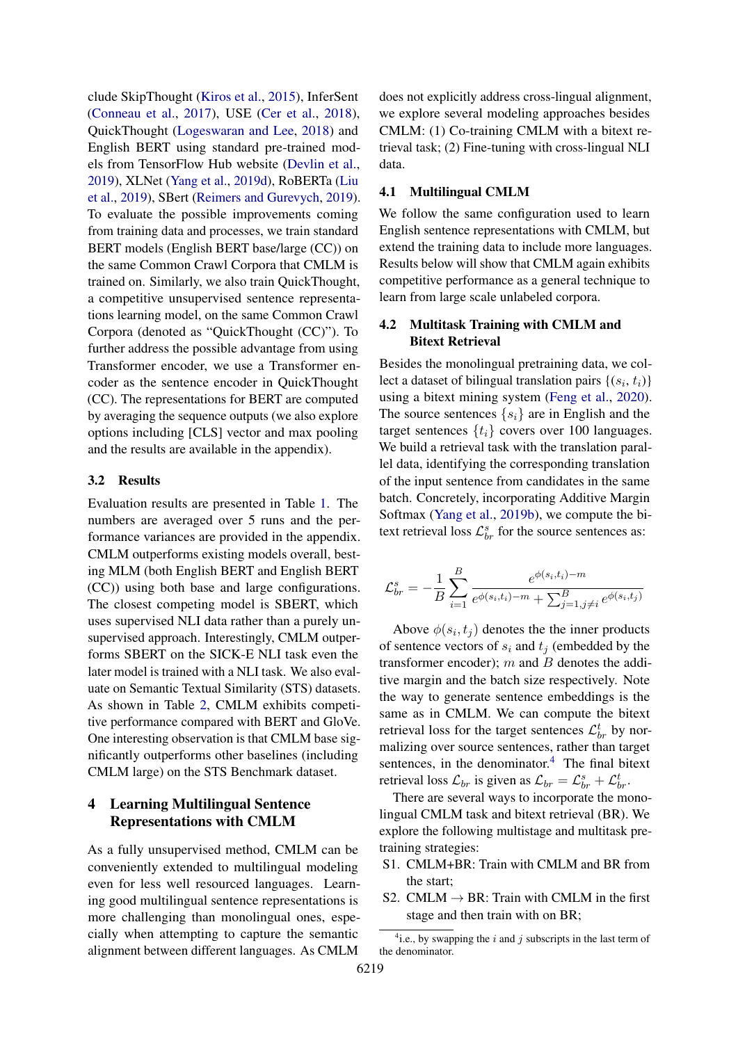clude SkipThought (Kiros et al., 2015), InferSent (Conneau et al., 2017), USE (Cer et al., 2018), QuickThought (Logeswaran and Lee, 2018) and English BERT using standard pre-trained models from TensorFlow Hub website (Devlin et al., 2019), XLNet (Yang et al., 2019d), RoBERTa (Liu et al., 2019), SBert (Reimers and Gurevych, 2019). To evaluate the possible improvements coming from training data and processes, we train standard BERT models (English BERT base/large (CC)) on the same Common Crawl Corpora that CMLM is trained on. Similarly, we also train QuickThought, a competitive unsupervised sentence representations learning model, on the same Common Crawl Corpora (denoted as "QuickThought (CC)"). To further address the possible advantage from using Transformer encoder, we use a Transformer encoder as the sentence encoder in QuickThought (CC). The representations for BERT are computed by averaging the sequence outputs (we also explore options including [CLS] vector and max pooling and the results are available in the appendix).

### 3.2 Results

Evaluation results are presented in Table 1. The numbers are averaged over 5 runs and the performance variances are provided in the appendix. CMLM outperforms existing models overall, besting MLM (both English BERT and English BERT (CC)) using both base and large configurations. The closest competing model is SBERT, which uses supervised NLI data rather than a purely unsupervised approach. Interestingly, CMLM outperforms SBERT on the SICK-E NLI task even the later model is trained with a NLI task. We also evaluate on Semantic Textual Similarity (STS) datasets. As shown in Table 2, CMLM exhibits competitive performance compared with BERT and GloVe. One interesting observation is that CMLM base significantly outperforms other baselines (including CMLM large) on the STS Benchmark dataset.

## 4 Learning Multilingual Sentence Representations with CMLM

As a fully unsupervised method, CMLM can be conveniently extended to multilingual modeling even for less well resourced languages. Learning good multilingual sentence representations is more challenging than monolingual ones, especially when attempting to capture the semantic alignment between different languages. As CMLM does not explicitly address cross-lingual alignment, we explore several modeling approaches besides CMLM: (1) Co-training CMLM with a bitext retrieval task; (2) Fine-tuning with cross-lingual NLI data.

### 4.1 Multilingual CMLM

We follow the same configuration used to learn English sentence representations with CMLM, but extend the training data to include more languages. Results below will show that CMLM again exhibits competitive performance as a general technique to learn from large scale unlabeled corpora.

### 4.2 Multitask Training with CMLM and Bitext Retrieval

Besides the monolingual pretraining data, we collect a dataset of bilingual translation pairs $\{(s_i, t_i)\}$ using a bitext mining system (Feng et al., 2020). The source sentences $\{s_i\}$ are in English and the target sentences $\{t_i\}$ covers over 100 languages. We build a retrieval task with the translation parallel data, identifying the corresponding translation of the input sentence from candidates in the same batch. Concretely, incorporating Additive Margin Softmax (Yang et al., 2019b), we compute the bitext retrieval loss $\mathcal{L}_{br}^{s}$ for the source sentences as:

$$\mathcal{L}_{br}^{s} = -\frac{1}{B}\sum_{i=1}^{B} \frac{e^{\phi(s_i,t_i)-m}}{e^{\phi(s_i,t_i)-m} + \sum_{j=1,j\neq i}^{B} e^{\phi(s_i,t_j)}}$$

Above $\phi(s_i, t_j)$ denotes the the inner products of sentence vectors of $s_i$ and $t_j$ (embedded by the transformer encoder); $m$ and $B$ denotes the additive margin and the batch size respectively. Note the way to generate sentence embeddings is the same as in CMLM. We can compute the bitext retrieval loss for the target sentences $\mathcal{L}_{br}^{t}$ by normalizing over source sentences, rather than target sentences, in the denominator.[4] The final bitext retrieval loss $\mathcal{L}_{br}$ is given as $\mathcal{L}_{br} = \mathcal{L}_{br}^{s} + \mathcal{L}_{br}^{t}$.

There are several ways to incorporate the monolingual CMLM task and bitext retrieval (BR). We explore the following multistage and multitask pretraining strategies:

- S1. CMLM+BR: Train with CMLM and BR from the start;
- S2. CMLM $\rightarrow$ BR: Train with CMLM in the first stage and then train with on BR;

[4] i.e., by swapping the $i$ and $j$ subscripts in the last term of the denominator.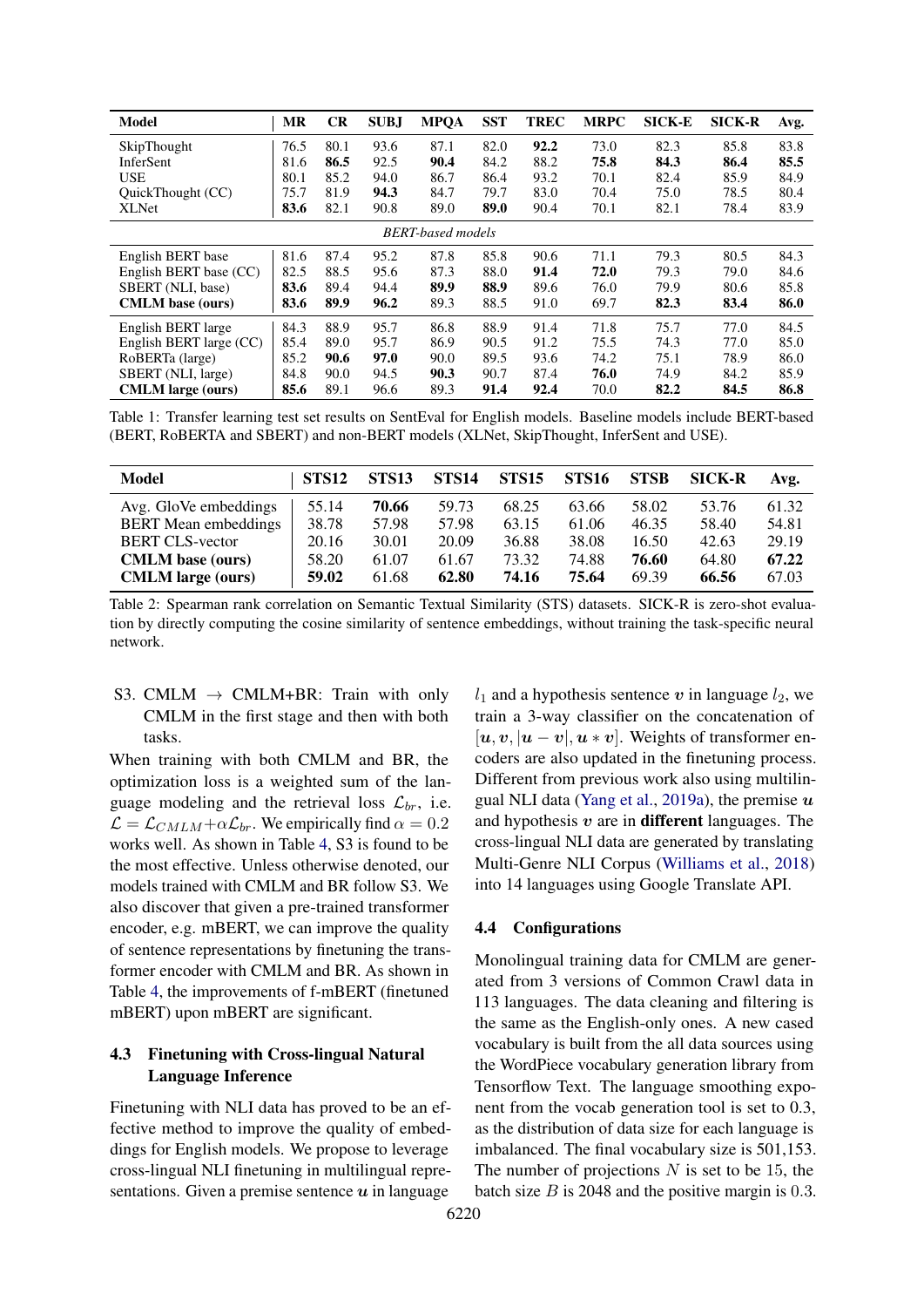| Model | MR | CR | SUBJ | MPQA | SST | TREC | MRPC | SICK-E | SICK-R | Avg. |
|---|---|---|---|---|---|---|---|---|---|---|
| SkipThought | 76.5 | 80.1 | 93.6 | 87.1 | 82.0 | **92.2** | 73.0 | 82.3 | 85.8 | 83.8 |
| InferSent | 81.6 | **86.5** | 92.5 | **90.4** | 84.2 | 88.2 | **75.8** | **84.3** | **86.4** | **85.5** |
| USE | 80.1 | 85.2 | 94.0 | 86.7 | 86.4 | 93.2 | 70.1 | 82.4 | 85.9 | 84.9 |
| QuickThought (CC) | 75.7 | 81.9 | **94.3** | 84.7 | 79.7 | 83.0 | 70.4 | 75.0 | 78.5 | 80.4 |
| XLNet | **83.6** | 82.1 | 90.8 | 89.0 | **89.0** | 90.4 | 70.1 | 82.1 | 78.4 | 83.9 |
| *BERT-based models* | | | | | | | | | | |
| English BERT base | 81.6 | 87.4 | 95.2 | 87.8 | 85.8 | 90.6 | 71.1 | 79.3 | 80.5 | 84.3 |
| English BERT base (CC) | 82.5 | 88.5 | 95.6 | 87.3 | 88.0 | **91.4** | **72.0** | 79.3 | 79.0 | 84.6 |
| SBERT (NLI, base) | **83.6** | 89.4 | 94.4 | **89.9** | **88.9** | 89.6 | 76.0 | 79.9 | 80.6 | 85.8 |
| **CMLM base (ours)** | **83.6** | **89.9** | **96.2** | 89.3 | 88.5 | 91.0 | 69.7 | **82.3** | **83.4** | **86.0** |
| English BERT large | 84.3 | 88.9 | 95.7 | 86.8 | 88.9 | 91.4 | 71.8 | 75.7 | 77.0 | 84.5 |
| English BERT large (CC) | 85.4 | 89.0 | 95.7 | 86.9 | 90.5 | 91.2 | 75.5 | 74.3 | 77.0 | 85.0 |
| RoBERTa (large) | 85.2 | **90.6** | **97.0** | 90.0 | 89.5 | 93.6 | 74.2 | 75.1 | 78.9 | 86.0 |
| SBERT (NLI, large) | 84.8 | 90.0 | 94.5 | **90.3** | 90.7 | 87.4 | **76.0** | 74.9 | 84.2 | 85.9 |
| **CMLM large (ours)** | **85.6** | 89.1 | 96.6 | 89.3 | **91.4** | **92.4** | 70.0 | **82.2** | **84.5** | **86.8** |

Table 1: Transfer learning test set results on SentEval for English models. Baseline models include BERT-based (BERT, RoBERTA and SBERT) and non-BERT models (XLNet, SkipThought, InferSent and USE).

| Model | STS12 | STS13 | STS14 | STS15 | STS16 | STSB | SICK-R | Avg. |
|---|---|---|---|---|---|---|---|---|
| Avg. GloVe embeddings | 55.14 | **70.66** | 59.73 | 68.25 | 63.66 | 58.02 | 53.76 | 61.32 |
| BERT Mean embeddings | 38.78 | 57.98 | 57.98 | 63.15 | 61.06 | 46.35 | 58.40 | 54.81 |
| BERT CLS-vector | 20.16 | 30.01 | 20.09 | 36.88 | 38.08 | 16.50 | 42.63 | 29.19 |
| **CMLM base (ours)** | 58.20 | 61.07 | 61.67 | 73.32 | 74.88 | **76.60** | 64.80 | **67.22** |
| **CMLM large (ours)** | **59.02** | 61.68 | **62.80** | **74.16** | **75.64** | 69.39 | **66.56** | 67.03 |

Table 2: Spearman rank correlation on Semantic Textual Similarity (STS) datasets. SICK-R is zero-shot evaluation by directly computing the cosine similarity of sentence embeddings, without training the task-specific neural network.

S3. CMLM $\rightarrow$ CMLM+BR: Train with only CMLM in the first stage and then with both tasks.

When training with both CMLM and BR, the optimization loss is a weighted sum of the language modeling and the retrieval loss $\mathcal{L}_{br}$, i.e. $\mathcal{L} = \mathcal{L}_{CMLM} + \alpha\mathcal{L}_{br}$. We empirically find $\alpha = 0.2$ works well. As shown in Table 4, S3 is found to be the most effective. Unless otherwise denoted, our models trained with CMLM and BR follow S3. We also discover that given a pre-trained transformer encoder, e.g. mBERT, we can improve the quality of sentence representations by finetuning the transformer encoder with CMLM and BR. As shown in Table 4, the improvements of f-mBERT (finetuned mBERT) upon mBERT are significant.

### 4.3 Finetuning with Cross-lingual Natural Language Inference

Finetuning with NLI data has proved to be an effective method to improve the quality of embeddings for English models. We propose to leverage cross-lingual NLI finetuning in multilingual representations. Given a premise sentence $\boldsymbol{u}$ in language $l_1$ and a hypothesis sentence $\boldsymbol{v}$ in language $l_2$, we train a 3-way classifier on the concatenation of $[\boldsymbol{u}, \boldsymbol{v}, |\boldsymbol{u} - \boldsymbol{v}|, \boldsymbol{u} * \boldsymbol{v}]$. Weights of transformer encoders are also updated in the finetuning process. Different from previous work also using multilingual NLI data (Yang et al., 2019a), the premise $\boldsymbol{u}$ and hypothesis $\boldsymbol{v}$ are in **different** languages. The cross-lingual NLI data are generated by translating Multi-Genre NLI Corpus (Williams et al., 2018) into 14 languages using Google Translate API.

### 4.4 Configurations

Monolingual training data for CMLM are generated from 3 versions of Common Crawl data in 113 languages. The data cleaning and filtering is the same as the English-only ones. A new cased vocabulary is built from the all data sources using the WordPiece vocabulary generation library from Tensorflow Text. The language smoothing exponent from the vocab generation tool is set to 0.3, as the distribution of data size for each language is imbalanced. The final vocabulary size is 501,153. The number of projections $N$ is set to be 15, the batch size $B$ is 2048 and the positive margin is 0.3.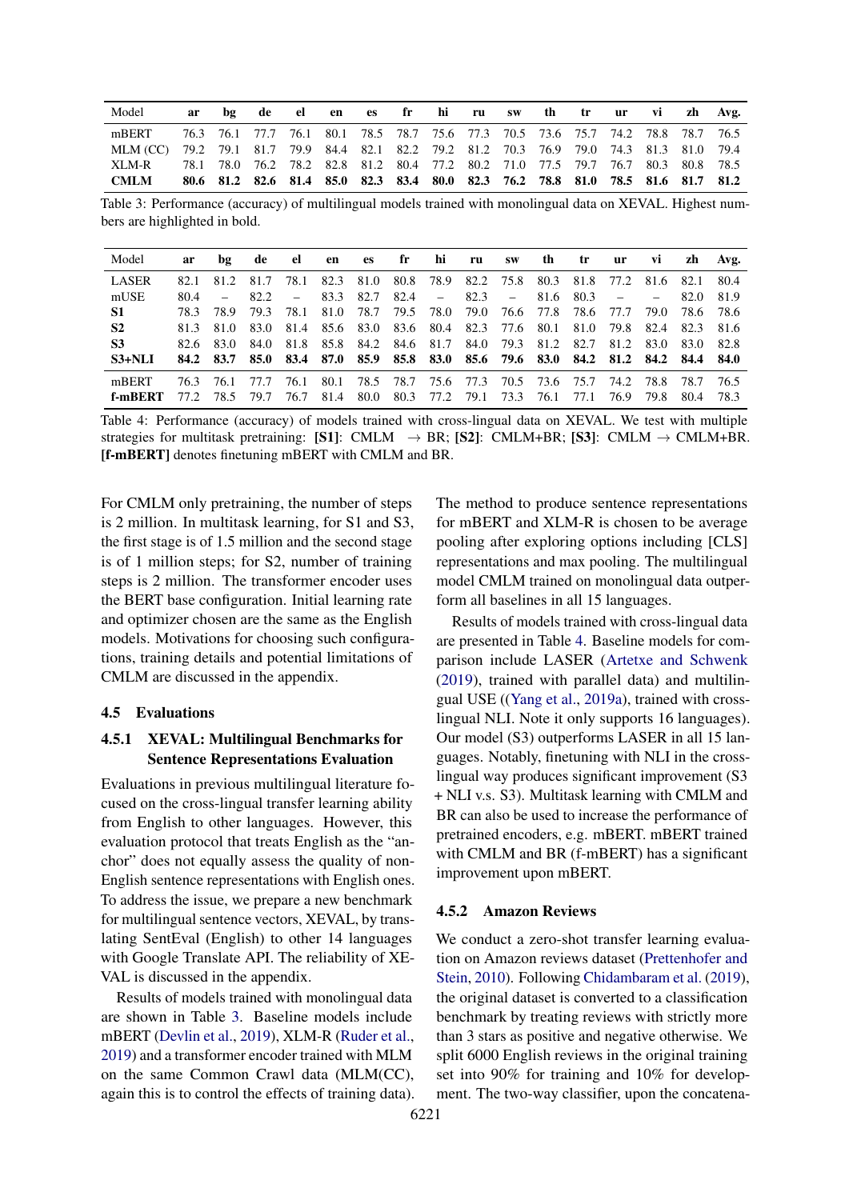| Model | ar | bg | de | el | en | es | fr | hi | ru | sw | th | tr | ur | vi | zh | Avg. |
|---|---|---|---|---|---|---|---|---|---|---|---|---|---|---|---|---|
| mBERT | 76.3 | 76.1 | 77.7 | 76.1 | 80.1 | 78.5 | 78.7 | 75.6 | 77.3 | 70.5 | 73.6 | 75.7 | 74.2 | 78.8 | 78.7 | 76.5 |
| MLM (CC) | 79.2 | 79.1 | 81.7 | 79.9 | 84.4 | 82.1 | 82.2 | 79.2 | 81.2 | 70.3 | 76.9 | 79.0 | 74.3 | 81.3 | 81.0 | 79.4 |
| XLM-R | 78.1 | 78.0 | 76.2 | 78.2 | 82.8 | 81.2 | 80.4 | 77.2 | 80.2 | 71.0 | 77.5 | 79.7 | 76.7 | 80.3 | 80.8 | 78.5 |
| **CMLM** | **80.6** | **81.2** | **82.6** | **81.4** | **85.0** | **82.3** | **83.4** | **80.0** | **82.3** | **76.2** | **78.8** | **81.0** | **78.5** | **81.6** | **81.7** | **81.2** |

Table 3: Performance (accuracy) of multilingual models trained with monolingual data on XEVAL. Highest numbers are highlighted in bold.

| Model | ar | bg | de | el | en | es | fr | hi | ru | sw | th | tr | ur | vi | zh | Avg. |
|---|---|---|---|---|---|---|---|---|---|---|---|---|---|---|---|---|
| LASER | 82.1 | 81.2 | 81.7 | 78.1 | 82.3 | 81.0 | 80.8 | 78.9 | 82.2 | 75.8 | 80.3 | 81.8 | 77.2 | 81.6 | 82.1 | 80.4 |
| mUSE | 80.4 | – | 82.2 | – | 83.3 | 82.7 | 82.4 | – | 82.3 | – | 81.6 | 80.3 | – | – | 82.0 | 81.9 |
| **S1** | 78.3 | 78.9 | 79.3 | 78.1 | 81.0 | 78.7 | 79.5 | 78.0 | 79.0 | 76.6 | 77.8 | 78.6 | 77.7 | 79.0 | 78.6 | 78.6 |
| **S2** | 81.3 | 81.0 | 83.0 | 81.4 | 85.6 | 83.0 | 83.6 | 80.4 | 82.3 | 77.6 | 80.1 | 81.0 | 79.8 | 82.4 | 82.3 | 81.6 |
| **S3** | 82.6 | 83.0 | 84.0 | 81.8 | 85.8 | 84.2 | 84.6 | 81.7 | 84.0 | 79.3 | 81.2 | 82.7 | 81.2 | 83.0 | 83.0 | 82.8 |
| **S3+NLI** | **84.2** | **83.7** | **85.0** | **83.4** | **87.0** | **85.9** | **85.8** | **83.0** | **85.6** | **79.6** | **83.0** | **84.2** | **81.2** | **84.2** | **84.4** | **84.0** |
| mBERT | 76.3 | 76.1 | 77.7 | 76.1 | 80.1 | 78.5 | 78.7 | 75.6 | 77.3 | 70.5 | 73.6 | 75.7 | 74.2 | 78.8 | 78.7 | 76.5 |
| **f-mBERT** | 77.2 | 78.5 | 79.7 | 76.7 | 81.4 | 80.0 | 80.3 | 77.2 | 79.1 | 73.3 | 76.1 | 77.1 | 76.9 | 79.8 | 80.4 | 78.3 |

Table 4: Performance (accuracy) of models trained with cross-lingual data on XEVAL. We test with multiple strategies for multitask pretraining: **[S1]**: CMLM $\rightarrow$ BR; **[S2]**: CMLM+BR; **[S3]**: CMLM $\rightarrow$ CMLM+BR. **[f-mBERT]** denotes finetuning mBERT with CMLM and BR.

For CMLM only pretraining, the number of steps is 2 million. In multitask learning, for S1 and S3, the first stage is of 1.5 million and the second stage is of 1 million steps; for S2, number of training steps is 2 million. The transformer encoder uses the BERT base configuration. Initial learning rate and optimizer chosen are the same as the English models. Motivations for choosing such configurations, training details and potential limitations of CMLM are discussed in the appendix.

### 4.5 Evaluations

#### 4.5.1 XEVAL: Multilingual Benchmarks for Sentence Representations Evaluation

Evaluations in previous multilingual literature focused on the cross-lingual transfer learning ability from English to other languages. However, this evaluation protocol that treats English as the "anchor" does not equally assess the quality of non-English sentence representations with English ones. To address the issue, we prepare a new benchmark for multilingual sentence vectors, XEVAL, by translating SentEval (English) to other 14 languages with Google Translate API. The reliability of XEVAL is discussed in the appendix.

Results of models trained with monolingual data are shown in Table 3. Baseline models include mBERT (Devlin et al., 2019), XLM-R (Ruder et al., 2019) and a transformer encoder trained with MLM on the same Common Crawl data (MLM(CC), again this is to control the effects of training data). The method to produce sentence representations for mBERT and XLM-R is chosen to be average pooling after exploring options including [CLS] representations and max pooling. The multilingual model CMLM trained on monolingual data outperform all baselines in all 15 languages.

Results of models trained with cross-lingual data are presented in Table 4. Baseline models for comparison include LASER (Artetxe and Schwenk (2019), trained with parallel data) and multilingual USE ((Yang et al., 2019a), trained with cross-lingual NLI. Note it only supports 16 languages). Our model (S3) outperforms LASER in all 15 languages. Notably, finetuning with NLI in the cross-lingual way produces significant improvement (S3 + NLI v.s. S3). Multitask learning with CMLM and BR can also be used to increase the performance of pretrained encoders, e.g. mBERT. mBERT trained with CMLM and BR (f-mBERT) has a significant improvement upon mBERT.

#### 4.5.2 Amazon Reviews

We conduct a zero-shot transfer learning evaluation on Amazon reviews dataset (Prettenhofer and Stein, 2010). Following Chidambaram et al. (2019), the original dataset is converted to a classification benchmark by treating reviews with strictly more than 3 stars as positive and negative otherwise. We split 6000 English reviews in the original training set into 90% for training and 10% for development. The two-way classifier, upon the concatena-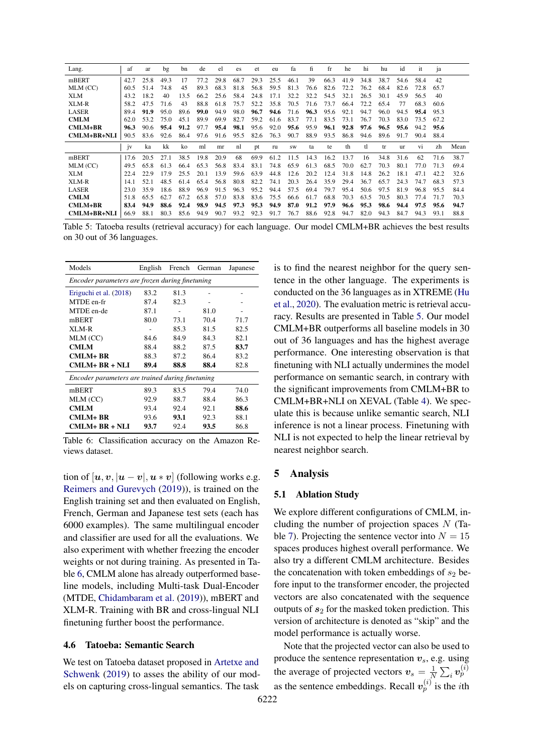| Lang. | af | ar | bg | bn | de | el | es | et | eu | fa | fi | fr | he | hi | hu | id | it | ja |
|---|---|---|---|---|---|---|---|---|---|---|---|---|---|---|---|---|---|---|
| mBERT | 42.7 | 25.8 | 49.3 | 17 | 77.2 | 29.8 | 68.7 | 29.3 | 25.5 | 46.1 | 39 | 66.3 | 41.9 | 34.8 | 38.7 | 54.6 | 58.4 | 42 |
| MLM (CC) | 60.5 | 51.4 | 74.8 | 45 | 89.3 | 68.3 | 81.8 | 56.8 | 59.5 | 81.3 | 76.6 | 82.6 | 72.2 | 76.2 | 68.4 | 82.6 | 72.8 | 65.7 |
| XLM | 43.2 | 18.2 | 40 | 13.5 | 66.2 | 25.6 | 58.4 | 24.8 | 17.1 | 32.2 | 32.2 | 54.5 | 32.1 | 26.5 | 30.1 | 45.9 | 56.5 | 40 |
| XLM-R | 58.2 | 47.5 | 71.6 | 43 | 88.8 | 61.8 | 75.7 | 52.2 | 35.8 | 70.5 | 71.6 | 73.7 | 66.4 | 72.2 | 65.4 | 77 | 68.3 | 60.6 |
| LASER | 89.4 | **91.9** | 95.0 | 89.6 | **99.0** | 94.9 | 98.0 | **96.7** | **94.6** | 71.6 | **96.3** | 95.6 | 92.1 | 94.7 | 96.0 | 94.5 | **95.4** | 95.3 |
| **CMLM** | 62.0 | 53.2 | 75.0 | 45.1 | 89.9 | 69.9 | 82.7 | 59.2 | 61.6 | 83.7 | 77.1 | 83.5 | 73.1 | 76.7 | 70.3 | 83.0 | 73.5 | 67.2 |
| **CMLM+BR** | **96.3** | 90.6 | **95.4** | **91.2** | 97.7 | **95.4** | **98.1** | 95.6 | 92.0 | **95.6** | 95.9 | **96.1** | **92.8** | **97.6** | **96.5** | **95.6** | 94.2 | **95.6** |
| **CMLM+BR+NLI** | 90.5 | 83.6 | 92.6 | 86.4 | 97.6 | 91.6 | 95.5 | 82.6 | 76.3 | 90.7 | 88.9 | 93.5 | 86.8 | 94.6 | 89.6 | 91.7 | 90.4 | 88.4 |
| | jv | ka | kk | ko | ml | mr | nl | pt | ru | sw | ta | te | th | tl | tr | ur | vi | zh | Mean |
| mBERT | 17.6 | 20.5 | 27.1 | 38.5 | 19.8 | 20.9 | 68 | 69.9 | 61.2 | 11.5 | 14.3 | 16.2 | 13.7 | 16 | 34.8 | 31.6 | 62 | 71.6 | 38.7 |
| MLM (CC) | 49.5 | 65.8 | 61.3 | 66.4 | 65.3 | 56.8 | 83.4 | 83.1 | 74.8 | 65.9 | 61.3 | 68.5 | 70.0 | 62.7 | 70.3 | 80.1 | 77.0 | 71.3 | 69.4 |
| XLM | 22.4 | 22.9 | 17.9 | 25.5 | 20.1 | 13.9 | 59.6 | 63.9 | 44.8 | 12.6 | 20.2 | 12.4 | 31.8 | 14.8 | 26.2 | 18.1 | 47.1 | 42.2 | 32.6 |
| XLM-R | 14.1 | 52.1 | 48.5 | 61.4 | 65.4 | 56.8 | 80.8 | 82.2 | 74.1 | 20.3 | 26.4 | 35.9 | 29.4 | 36.7 | 65.7 | 24.3 | 74.7 | 68.3 | 57.3 |
| LASER | 23.0 | 35.9 | 18.6 | 88.9 | 96.9 | 91.5 | 96.3 | 95.2 | 94.4 | 57.5 | 69.4 | 79.7 | 95.4 | 50.6 | 97.5 | 81.9 | 96.8 | 95.5 | 84.4 |
| **CMLM** | 51.8 | 65.5 | 62.7 | 67.2 | 65.8 | 57.0 | 83.8 | 83.6 | 75.5 | 66.6 | 61.7 | 68.8 | 70.3 | 63.5 | 70.5 | 80.3 | 77.4 | 70.3 |  |
| **CMLM+BR** | **83.4** | **94.9** | **88.6** | **92.4** | **98.9** | **94.5** | **97.3** | **95.3** | **94.9** | **87.0** | **91.2** | **97.9** | **96.6** | **95.3** | **98.6** | **94.4** | **97.5** | **95.6** | **94.7** |
| **CMLM+BR+NLI** | 66.9 | 88.1 | 80.3 | 85.6 | 94.9 | 90.7 | 93.2 | 92.3 | 91.7 | 76.7 | 88.6 | 92.8 | 94.7 | 82.0 | 94.3 | 84.7 | 94.3 | 93.1 | 88.8 |

Table 5: Tatoeba results (retrieval accuracy) for each language. Our model CMLM+BR achieves the best results on 30 out of 36 languages.

| Models | English | French | German | Japanese |
|---|---|---|---|---|
| *Encoder parameters are frozen during finetuning* | | | | |
| Eriguchi et al. (2018) | 83.2 | 81.3 | - | - |
| MTDE en-fr | 87.4 | 82.3 | - | - |
| MTDE en-de | 87.1 | - | 81.0 | - |
| mBERT | 80.0 | 73.1 | 70.4 | 71.7 |
| XLM-R | - | 85.3 | 81.5 | 82.5 |
| MLM (CC) | 84.6 | 84.9 | 84.3 | 82.1 |
| **CMLM** | 88.4 | 88.2 | 87.5 | **83.7** |
| **CMLM+ BR** | 88.3 | 87.2 | 86.4 | 83.2 |
| **CMLM+ BR + NLI** | **89.4** | **88.8** | **88.4** | 82.8 |
| *Encoder parameters are trained during finetuning* | | | | |
| mBERT | 89.3 | 83.5 | 79.4 | 74.0 |
| MLM (CC) | 92.9 | 88.7 | 88.4 | 86.3 |
| **CMLM** | 93.4 | 92.4 | 92.1 | **88.6** |
| **CMLM+ BR** | 93.6 | **93.1** | 92.3 | 88.1 |
| **CMLM+ BR + NLI** | **93.7** | 92.4 | **93.5** | 86.8 |

Table 6: Classification accuracy on the Amazon Reviews dataset.

tion of $[\boldsymbol{u}, \boldsymbol{v}, |\boldsymbol{u}-\boldsymbol{v}|, \boldsymbol{u}*\boldsymbol{v}]$ (following works e.g. Reimers and Gurevych (2019)), is trained on the English training set and then evaluated on English, French, German and Japanese test sets (each has 6000 examples). The same multilingual encoder and classifier are used for all the evaluations. We also experiment with whether freezing the encoder weights or not during training. As presented in Table 6, CMLM alone has already outperformed baseline models, including Multi-task Dual-Encoder (MTDE, Chidambaram et al. (2019)), mBERT and XLM-R. Training with BR and cross-lingual NLI finetuning further boost the performance.

### 4.6 Tatoeba: Semantic Search

We test on Tatoeba dataset proposed in Artetxe and Schwenk (2019) to asses the ability of our models on capturing cross-lingual semantics. The task is to find the nearest neighbor for the query sentence in the other language. The experiments is conducted on the 36 languages as in XTREME (Hu et al., 2020). The evaluation metric is retrieval accuracy. Results are presented in Table 5. Our model CMLM+BR outperforms all baseline models in 30 out of 36 languages and has the highest average performance. One interesting observation is that finetuning with NLI actually undermines the model performance on semantic search, in contrary with the significant improvements from CMLM+BR to CMLM+BR+NLI on XEVAL (Table 4). We speculate this is because unlike semantic search, NLI inference is not a linear process. Finetuning with NLI is not expected to help the linear retrieval by nearest neighbor search.

## 5 Analysis

### 5.1 Ablation Study

We explore different configurations of CMLM, including the number of projection spaces $N$ (Table 7). Projecting the sentence vector into $N = 15$ spaces produces highest overall performance. We also try a different CMLM architecture. Besides the concatenation with token embeddings of $s_2$ before input to the transformer encoder, the projected vectors are also concatenated with the sequence outputs of $\boldsymbol{s}_2$ for the masked token prediction. This version of architecture is denoted as "skip" and the model performance is actually worse.

Note that the projected vector can also be used to produce the sentence representation $\boldsymbol{v}_s$, e.g. using the average of projected vectors $\boldsymbol{v}_s = \frac{1}{N}\sum_i \boldsymbol{v}_p^{(i)}$ as the sentence embeddings. Recall $\boldsymbol{v}_p^{(i)}$ is the $i$th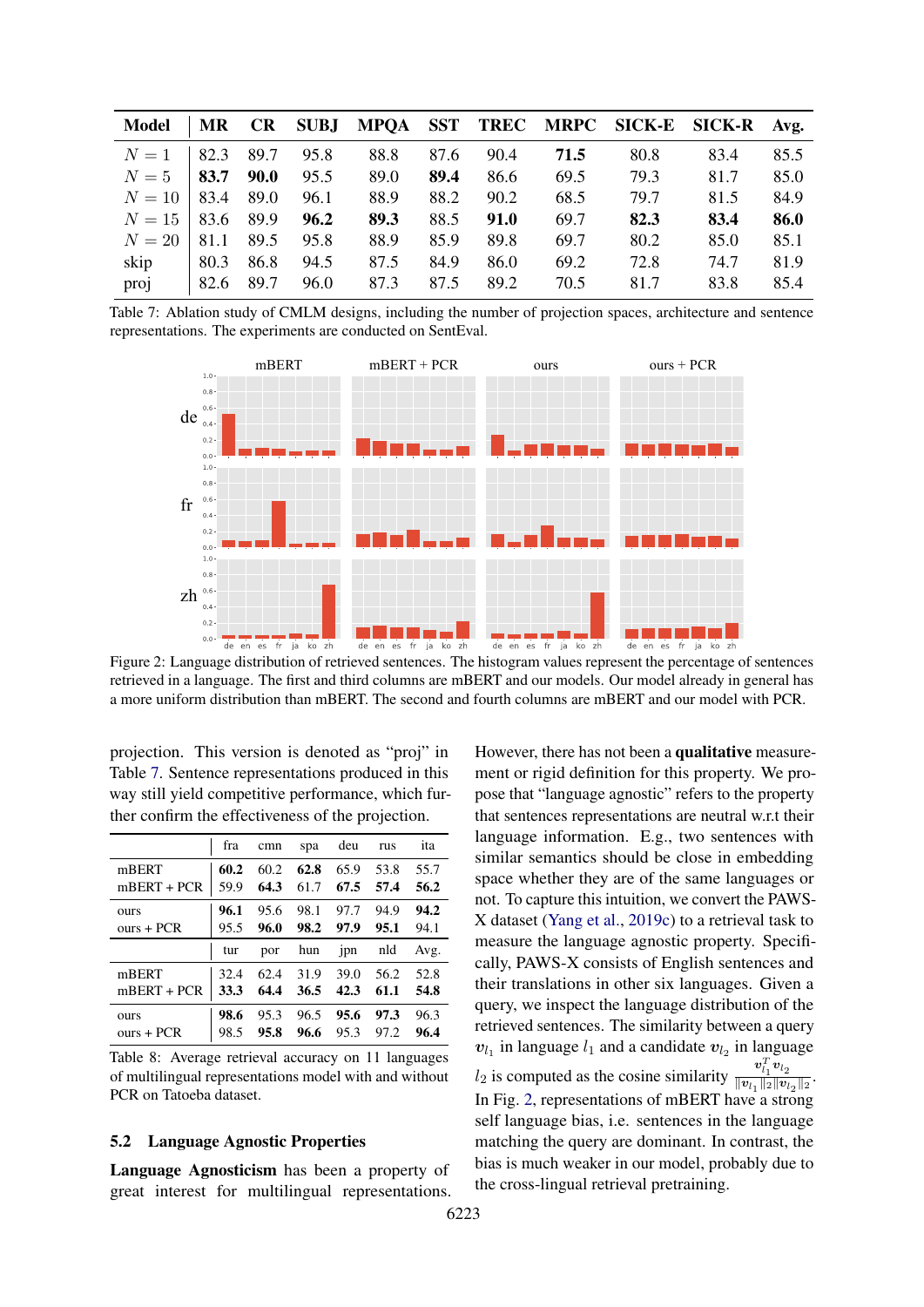| Model | MR | CR | SUBJ | MPQA | SST | TREC | MRPC | SICK-E | SICK-R | Avg. |
|---|---|---|---|---|---|---|---|---|---|---|
| $N = 1$ | 82.3 | 89.7 | 95.8 | 88.8 | 87.6 | 90.4 | **71.5** | 80.8 | 83.4 | 85.5 |
| $N = 5$ | **83.7** | **90.0** | 95.5 | 89.0 | **89.4** | 86.6 | 69.5 | 79.3 | 81.7 | 85.0 |
| $N = 10$ | 83.4 | 89.0 | 96.1 | 88.9 | 88.2 | 90.2 | 68.5 | 79.7 | 81.5 | 84.9 |
| $N = 15$ | 83.6 | 89.9 | **96.2** | **89.3** | 88.5 | **91.0** | 69.7 | **82.3** | **83.4** | **86.0** |
| $N = 20$ | 81.1 | 89.5 | 95.8 | 88.9 | 85.9 | 89.8 | 69.7 | 80.2 | 85.0 | 85.1 |
| skip | 80.3 | 86.8 | 94.5 | 87.5 | 84.9 | 86.0 | 69.2 | 72.8 | 74.7 | 81.9 |
| proj | 82.6 | 89.7 | 96.0 | 87.3 | 87.5 | 89.2 | 70.5 | 81.7 | 83.8 | 85.4 |

Table 7: Ablation study of CMLM designs, including the number of projection spaces, architecture and sentence representations. The experiments are conducted on SentEval.

Figure 2: Language distribution of retrieved sentences. The histogram values represent the percentage of sentences retrieved in a language. The first and third columns are mBERT and our models. Our model already in general has a more uniform distribution than mBERT. The second and fourth columns are mBERT and our model with PCR.

projection. This version is denoted as "proj" in Table 7. Sentence representations produced in this way still yield competitive performance, which further confirm the effectiveness of the projection.

| | fra | cmn | spa | deu | rus | ita |
|---|---|---|---|---|---|---|
| mBERT | **60.2** | 60.2 | **62.8** | 65.9 | 53.8 | 55.7 |
| mBERT + PCR | 59.9 | **64.3** | 61.7 | **67.5** | **57.4** | **56.2** |
| ours | **96.1** | 95.6 | 98.1 | 97.7 | 94.9 | **94.2** |
| ours + PCR | 95.5 | **96.0** | **98.2** | **97.9** | **95.1** | 94.1 |
| | **tur** | **por** | **hun** | **jpn** | **nld** | **Avg.** |
| mBERT | 32.4 | 62.4 | 31.9 | 39.0 | 56.2 | 52.8 |
| mBERT + PCR | **33.3** | **64.4** | **36.5** | **42.3** | **61.1** | **54.8** |
| ours | **98.6** | 95.3 | 96.5 | **95.6** | **97.3** | 96.3 |
| ours + PCR | 98.5 | **95.8** | **96.6** | 95.3 | 97.2 | **96.4** |

Table 8: Average retrieval accuracy on 11 languages of multilingual representations model with and without PCR on Tatoeba dataset.

## 5.2 Language Agnostic Properties

**Language Agnosticism** has been a property of great interest for multilingual representations. However, there has not been a **qualitative** measurement or rigid definition for this property. We propose that "language agnostic" refers to the property that sentences representations are neutral w.r.t their language information. E.g., two sentences with similar semantics should be close in embedding space whether they are of the same languages or not. To capture this intuition, we convert the PAWS-X dataset (Yang et al., 2019c) to a retrieval task to measure the language agnostic property. Specifically, PAWS-X consists of English sentences and their translations in other six languages. Given a query, we inspect the language distribution of the retrieved sentences. The similarity between a query $\boldsymbol{v}_{l_1}$ in language $l_1$ and a candidate $\boldsymbol{v}_{l_2}$ in language $l_2$ is computed as the cosine similarity $\frac{\boldsymbol{v}_{l_1}^T \boldsymbol{v}_{l_2}}{\|\boldsymbol{v}_{l_1}\|_2 \|\boldsymbol{v}_{l_2}\|_2}$. In Fig. 2, representations of mBERT have a strong self language bias, i.e. sentences in the language matching the query are dominant. In contrast, the bias is much weaker in our model, probably due to the cross-lingual retrieval pretraining.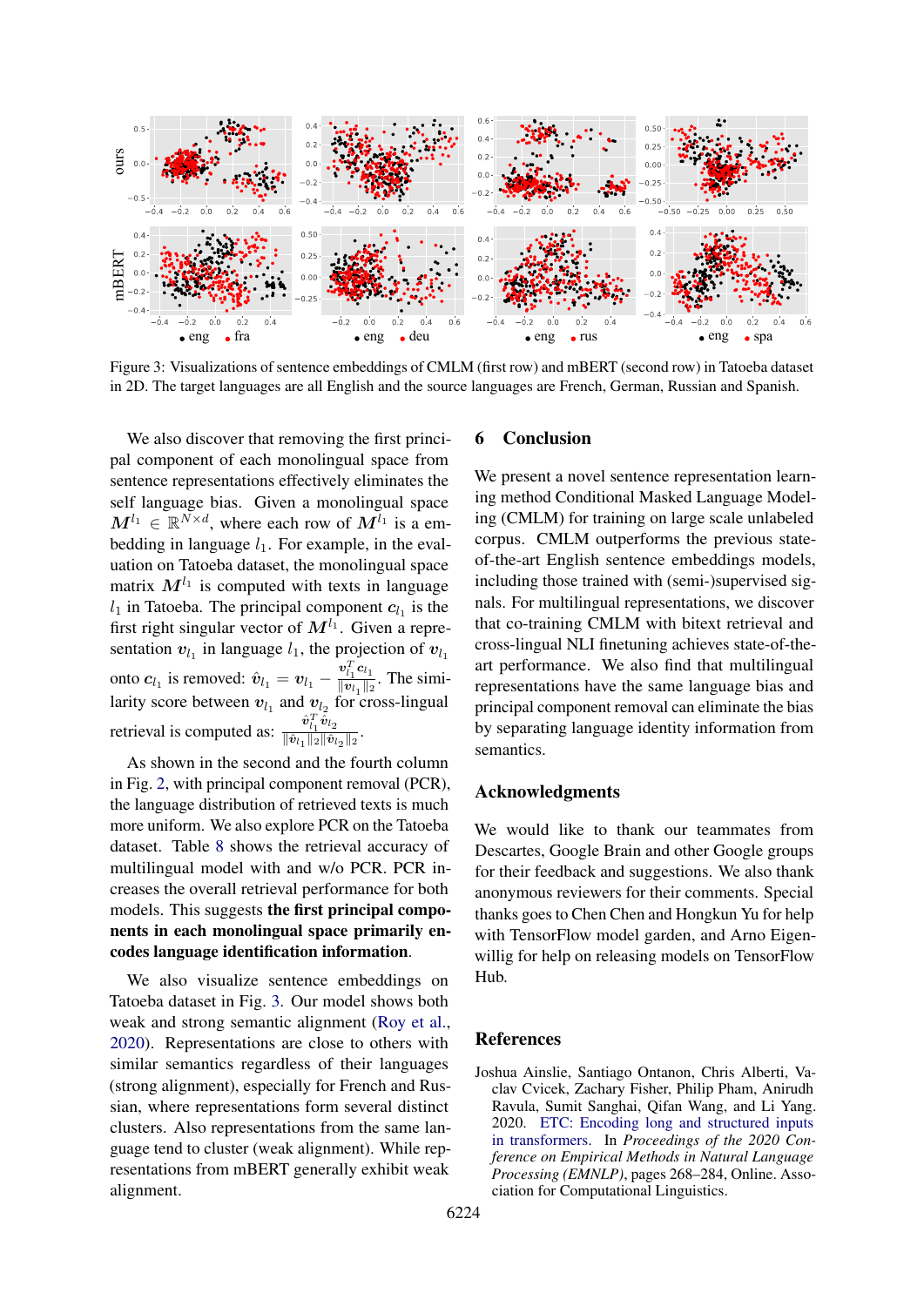Figure 3: Visualizations of sentence embeddings of CMLM (first row) and mBERT (second row) in Tatoeba dataset in 2D. The target languages are all English and the source languages are French, German, Russian and Spanish.

We also discover that removing the first principal component of each monolingual space from sentence representations effectively eliminates the self language bias. Given a monolingual space $\boldsymbol{M}^{l_1} \in \mathbb{R}^{N \times d}$, where each row of $\boldsymbol{M}^{l_1}$ is a embedding in language $l_1$. For example, in the evaluation on Tatoeba dataset, the monolingual space matrix $\boldsymbol{M}^{l_1}$ is computed with texts in language $l_1$ in Tatoeba. The principal component $\boldsymbol{c}_{l_1}$ is the first right singular vector of $\boldsymbol{M}^{l_1}$. Given a representation $\boldsymbol{v}_{l_1}$ in language $l_1$, the projection of $\boldsymbol{v}_{l_1}$ onto $\boldsymbol{c}_{l_1}$ is removed: $\hat{\boldsymbol{v}}_{l_1} = \boldsymbol{v}_{l_1} - \frac{\boldsymbol{v}_{l_1}^T \boldsymbol{c}_{l_1}}{\|\boldsymbol{v}_{l_1}\|_2}$. The similarity score between $\boldsymbol{v}_{l_1}$ and $\boldsymbol{v}_{l_2}$ for cross-lingual retrieval is computed as: $\frac{\hat{\boldsymbol{v}}_{l_1}^T \hat{\boldsymbol{v}}_{l_2}}{\|\hat{\boldsymbol{v}}_{l_1}\|_2 \|\hat{\boldsymbol{v}}_{l_2}\|_2}$.

As shown in the second and the fourth column in Fig. 2, with principal component removal (PCR), the language distribution of retrieved texts is much more uniform. We also explore PCR on the Tatoeba dataset. Table 8 shows the retrieval accuracy of multilingual model with and w/o PCR. PCR increases the overall retrieval performance for both models. This suggests **the first principal components in each monolingual space primarily encodes language identification information**.

We also visualize sentence embeddings on Tatoeba dataset in Fig. 3. Our model shows both weak and strong semantic alignment (Roy et al., 2020). Representations are close to others with similar semantics regardless of their languages (strong alignment), especially for French and Russian, where representations form several distinct clusters. Also representations from the same language tend to cluster (weak alignment). While representations from mBERT generally exhibit weak alignment.

## 6 Conclusion

We present a novel sentence representation learning method Conditional Masked Language Modeling (CMLM) for training on large scale unlabeled corpus. CMLM outperforms the previous state-of-the-art English sentence embeddings models, including those trained with (semi-)supervised signals. For multilingual representations, we discover that co-training CMLM with bitext retrieval and cross-lingual NLI finetuning achieves state-of-the-art performance. We also find that multilingual representations have the same language bias and principal component removal can eliminate the bias by separating language identity information from semantics.

## Acknowledgments

We would like to thank our teammates from Descartes, Google Brain and other Google groups for their feedback and suggestions. We also thank anonymous reviewers for their comments. Special thanks goes to Chen Chen and Hongkun Yu for help with TensorFlow model garden, and Arno Eigenwillig for help on releasing models on TensorFlow Hub.

## References

Joshua Ainslie, Santiago Ontanon, Chris Alberti, Vaclav Cvicek, Zachary Fisher, Philip Pham, Anirudh Ravula, Sumit Sanghai, Qifan Wang, and Li Yang. 2020. ETC: Encoding long and structured inputs in transformers. In *Proceedings of the 2020 Conference on Empirical Methods in Natural Language Processing (EMNLP)*, pages 268–284, Online. Association for Computational Linguistics.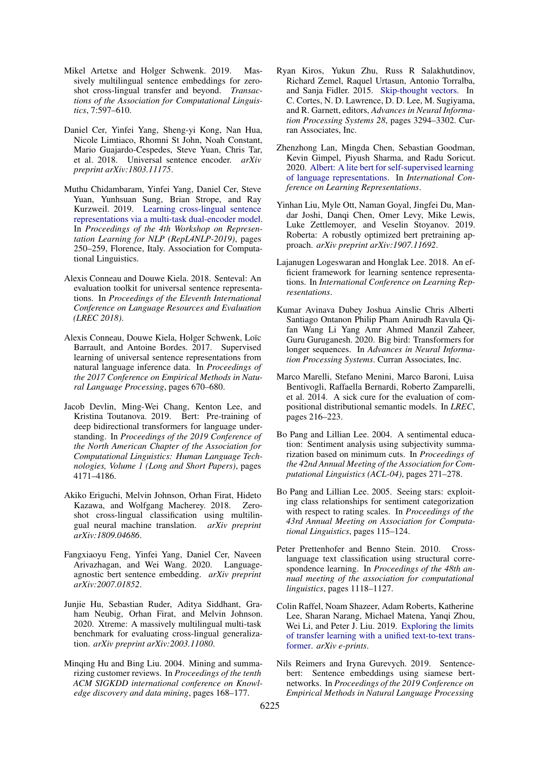Mikel Artetxe and Holger Schwenk. 2019. Massively multilingual sentence embeddings for zero-shot cross-lingual transfer and beyond. *Transactions of the Association for Computational Linguistics*, 7:597–610.

Daniel Cer, Yinfei Yang, Sheng-yi Kong, Nan Hua, Nicole Limtiaco, Rhomni St John, Noah Constant, Mario Guajardo-Cespedes, Steve Yuan, Chris Tar, et al. 2018. Universal sentence encoder. *arXiv preprint arXiv:1803.11175*.

Muthu Chidambaram, Yinfei Yang, Daniel Cer, Steve Yuan, Yunhsuan Sung, Brian Strope, and Ray Kurzweil. 2019. Learning cross-lingual sentence representations via a multi-task dual-encoder model. In *Proceedings of the 4th Workshop on Representation Learning for NLP (RepL4NLP-2019)*, pages 250–259, Florence, Italy. Association for Computational Linguistics.

Alexis Conneau and Douwe Kiela. 2018. Senteval: An evaluation toolkit for universal sentence representations. In *Proceedings of the Eleventh International Conference on Language Resources and Evaluation (LREC 2018)*.

Alexis Conneau, Douwe Kiela, Holger Schwenk, Loïc Barrault, and Antoine Bordes. 2017. Supervised learning of universal sentence representations from natural language inference data. In *Proceedings of the 2017 Conference on Empirical Methods in Natural Language Processing*, pages 670–680.

Jacob Devlin, Ming-Wei Chang, Kenton Lee, and Kristina Toutanova. 2019. Bert: Pre-training of deep bidirectional transformers for language understanding. In *Proceedings of the 2019 Conference of the North American Chapter of the Association for Computational Linguistics: Human Language Technologies, Volume 1 (Long and Short Papers)*, pages 4171–4186.

Akiko Eriguchi, Melvin Johnson, Orhan Firat, Hideto Kazawa, and Wolfgang Macherey. 2018. Zero-shot cross-lingual classification using multilingual neural machine translation. *arXiv preprint arXiv:1809.04686*.

Fangxiaoyu Feng, Yinfei Yang, Daniel Cer, Naveen Arivazhagan, and Wei Wang. 2020. Language-agnostic bert sentence embedding. *arXiv preprint arXiv:2007.01852*.

Junjie Hu, Sebastian Ruder, Aditya Siddhant, Graham Neubig, Orhan Firat, and Melvin Johnson. 2020. Xtreme: A massively multilingual multi-task benchmark for evaluating cross-lingual generalization. *arXiv preprint arXiv:2003.11080*.

Minqing Hu and Bing Liu. 2004. Mining and summarizing customer reviews. In *Proceedings of the tenth ACM SIGKDD international conference on Knowledge discovery and data mining*, pages 168–177.

Ryan Kiros, Yukun Zhu, Russ R Salakhutdinov, Richard Zemel, Raquel Urtasun, Antonio Torralba, and Sanja Fidler. 2015. Skip-thought vectors. In C. Cortes, N. D. Lawrence, D. D. Lee, M. Sugiyama, and R. Garnett, editors, *Advances in Neural Information Processing Systems 28*, pages 3294–3302. Curran Associates, Inc.

Zhenzhong Lan, Mingda Chen, Sebastian Goodman, Kevin Gimpel, Piyush Sharma, and Radu Soricut. 2020. Albert: A lite bert for self-supervised learning of language representations. In *International Conference on Learning Representations*.

Yinhan Liu, Myle Ott, Naman Goyal, Jingfei Du, Mandar Joshi, Danqi Chen, Omer Levy, Mike Lewis, Luke Zettlemoyer, and Veselin Stoyanov. 2019. Roberta: A robustly optimized bert pretraining approach. *arXiv preprint arXiv:1907.11692*.

Lajanugen Logeswaran and Honglak Lee. 2018. An efficient framework for learning sentence representations. In *International Conference on Learning Representations*.

Kumar Avinava Dubey Joshua Ainslie Chris Alberti Santiago Ontanon Philip Pham Anirudh Ravula Qifan Wang Li Yang Amr Ahmed Manzil Zaheer, Guru Guruganesh. 2020. Big bird: Transformers for longer sequences. In *Advances in Neural Information Processing Systems*. Curran Associates, Inc.

Marco Marelli, Stefano Menini, Marco Baroni, Luisa Bentivogli, Raffaella Bernardi, Roberto Zamparelli, et al. 2014. A sick cure for the evaluation of compositional distributional semantic models. In *LREC*, pages 216–223.

Bo Pang and Lillian Lee. 2004. A sentimental education: Sentiment analysis using subjectivity summarization based on minimum cuts. In *Proceedings of the 42nd Annual Meeting of the Association for Computational Linguistics (ACL-04)*, pages 271–278.

Bo Pang and Lillian Lee. 2005. Seeing stars: exploiting class relationships for sentiment categorization with respect to rating scales. In *Proceedings of the 43rd Annual Meeting on Association for Computational Linguistics*, pages 115–124.

Peter Prettenhofer and Benno Stein. 2010. Cross-language text classification using structural correspondence learning. In *Proceedings of the 48th annual meeting of the association for computational linguistics*, pages 1118–1127.

Colin Raffel, Noam Shazeer, Adam Roberts, Katherine Lee, Sharan Narang, Michael Matena, Yanqi Zhou, Wei Li, and Peter J. Liu. 2019. Exploring the limits of transfer learning with a unified text-to-text transformer. *arXiv e-prints*.

Nils Reimers and Iryna Gurevych. 2019. Sentence-bert: Sentence embeddings using siamese bert-networks. In *Proceedings of the 2019 Conference on Empirical Methods in Natural Language Processing*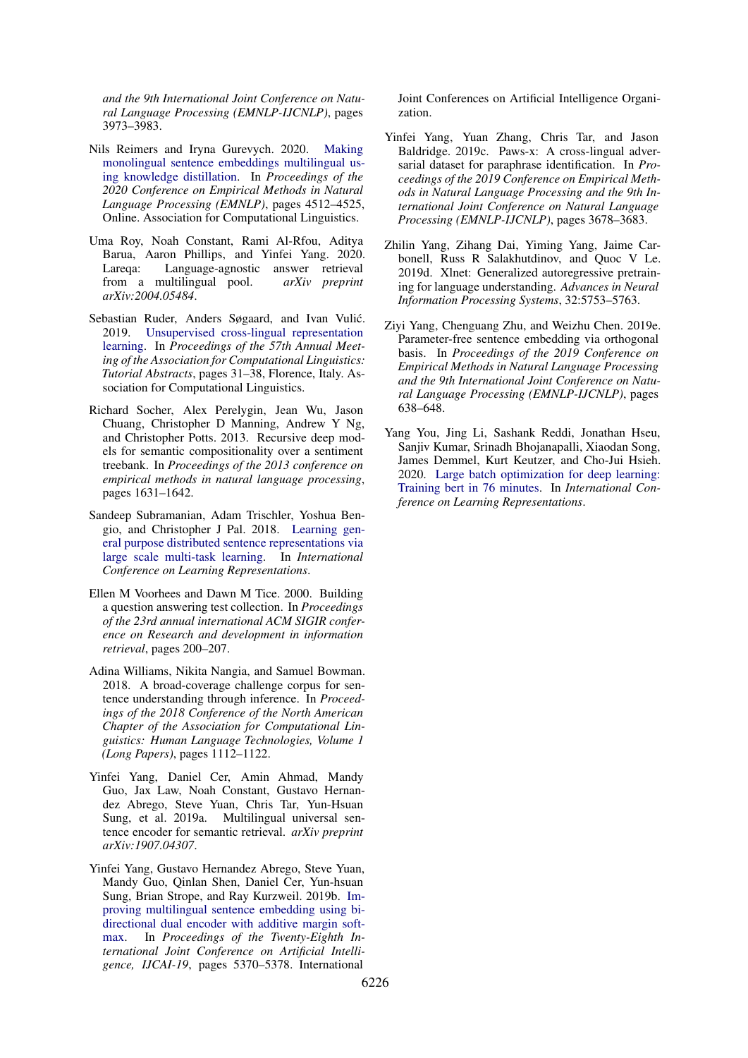and the 9th International Joint Conference on Natural Language Processing (EMNLP-IJCNLP)*, pages 3973–3983.

Nils Reimers and Iryna Gurevych. 2020. Making monolingual sentence embeddings multilingual using knowledge distillation. In *Proceedings of the 2020 Conference on Empirical Methods in Natural Language Processing (EMNLP)*, pages 4512–4525, Online. Association for Computational Linguistics.

Uma Roy, Noah Constant, Rami Al-Rfou, Aditya Barua, Aaron Phillips, and Yinfei Yang. 2020. Lareqa: Language-agnostic answer retrieval from a multilingual pool. *arXiv preprint arXiv:2004.05484*.

Sebastian Ruder, Anders Søgaard, and Ivan Vulić. 2019. Unsupervised cross-lingual representation learning. In *Proceedings of the 57th Annual Meeting of the Association for Computational Linguistics: Tutorial Abstracts*, pages 31–38, Florence, Italy. Association for Computational Linguistics.

Richard Socher, Alex Perelygin, Jean Wu, Jason Chuang, Christopher D Manning, Andrew Y Ng, and Christopher Potts. 2013. Recursive deep models for semantic compositionality over a sentiment treebank. In *Proceedings of the 2013 conference on empirical methods in natural language processing*, pages 1631–1642.

Sandeep Subramanian, Adam Trischler, Yoshua Bengio, and Christopher J Pal. 2018. Learning general purpose distributed sentence representations via large scale multi-task learning. In *International Conference on Learning Representations*.

Ellen M Voorhees and Dawn M Tice. 2000. Building a question answering test collection. In *Proceedings of the 23rd annual international ACM SIGIR conference on Research and development in information retrieval*, pages 200–207.

Adina Williams, Nikita Nangia, and Samuel Bowman. 2018. A broad-coverage challenge corpus for sentence understanding through inference. In *Proceedings of the 2018 Conference of the North American Chapter of the Association for Computational Linguistics: Human Language Technologies, Volume 1 (Long Papers)*, pages 1112–1122.

Yinfei Yang, Daniel Cer, Amin Ahmad, Mandy Guo, Jax Law, Noah Constant, Gustavo Hernandez Abrego, Steve Yuan, Chris Tar, Yun-Hsuan Sung, et al. 2019a. Multilingual universal sentence encoder for semantic retrieval. *arXiv preprint arXiv:1907.04307*.

Yinfei Yang, Gustavo Hernandez Abrego, Steve Yuan, Mandy Guo, Qinlan Shen, Daniel Cer, Yun-hsuan Sung, Brian Strope, and Ray Kurzweil. 2019b. Improving multilingual sentence embedding using bi-directional dual encoder with additive margin softmax. In *Proceedings of the Twenty-Eighth International Joint Conference on Artificial Intelligence, IJCAI-19*, pages 5370–5378. International Joint Conferences on Artificial Intelligence Organization.

Yinfei Yang, Yuan Zhang, Chris Tar, and Jason Baldridge. 2019c. Paws-x: A cross-lingual adversarial dataset for paraphrase identification. In *Proceedings of the 2019 Conference on Empirical Methods in Natural Language Processing and the 9th International Joint Conference on Natural Language Processing (EMNLP-IJCNLP)*, pages 3678–3683.

Zhilin Yang, Zihang Dai, Yiming Yang, Jaime Carbonell, Russ R Salakhutdinov, and Quoc V Le. 2019d. Xlnet: Generalized autoregressive pretraining for language understanding. *Advances in Neural Information Processing Systems*, 32:5753–5763.

Ziyi Yang, Chenguang Zhu, and Weizhu Chen. 2019e. Parameter-free sentence embedding via orthogonal basis. In *Proceedings of the 2019 Conference on Empirical Methods in Natural Language Processing and the 9th International Joint Conference on Natural Language Processing (EMNLP-IJCNLP)*, pages 638–648.

Yang You, Jing Li, Sashank Reddi, Jonathan Hseu, Sanjiv Kumar, Srinadh Bhojanapalli, Xiaodan Song, James Demmel, Kurt Keutzer, and Cho-Jui Hsieh. 2020. Large batch optimization for deep learning: Training bert in 76 minutes. In *International Conference on Learning Representations*.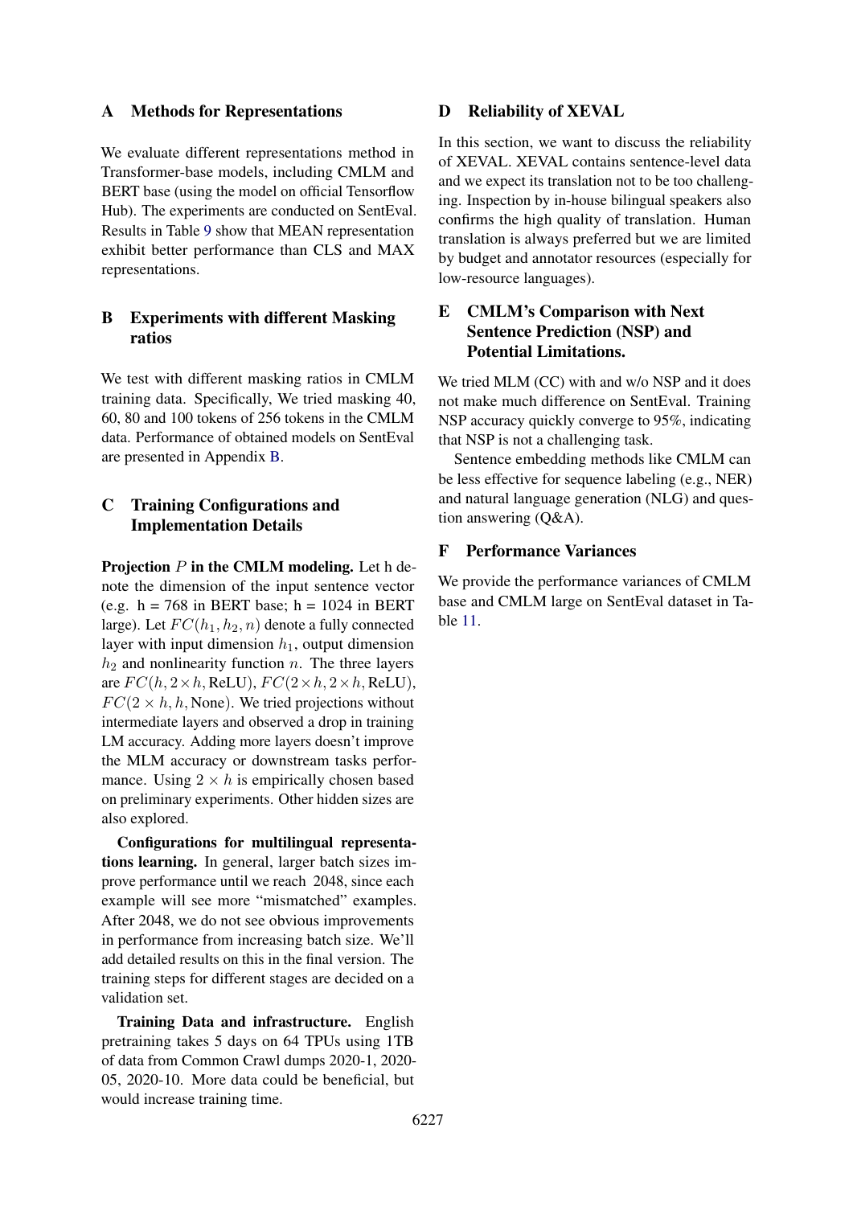## A Methods for Representations

We evaluate different representations method in Transformer-base models, including CMLM and BERT base (using the model on official Tensorflow Hub). The experiments are conducted on SentEval. Results in Table 9 show that MEAN representation exhibit better performance than CLS and MAX representations.

## B Experiments with different Masking ratios

We test with different masking ratios in CMLM training data. Specifically, We tried masking 40, 60, 80 and 100 tokens of 256 tokens in the CMLM data. Performance of obtained models on SentEval are presented in Appendix B.

## C Training Configurations and Implementation Details

**Projection $P$ in the CMLM modeling.** Let h denote the dimension of the input sentence vector (e.g. h = 768 in BERT base; h = 1024 in BERT large). Let $FC(h_1, h_2, n)$ denote a fully connected layer with input dimension $h_1$, output dimension $h_2$ and nonlinearity function $n$. The three layers are $FC(h, 2 \times h, \text{ReLU})$, $FC(2 \times h, 2 \times h, \text{ReLU})$, $FC(2 \times h, h, \text{None})$. We tried projections without intermediate layers and observed a drop in training LM accuracy. Adding more layers doesn't improve the MLM accuracy or downstream tasks performance. Using $2 \times h$ is empirically chosen based on preliminary experiments. Other hidden sizes are also explored.

**Configurations for multilingual representations learning.** In general, larger batch sizes improve performance until we reach 2048, since each example will see more "mismatched" examples. After 2048, we do not see obvious improvements in performance from increasing batch size. We'll add detailed results on this in the final version. The training steps for different stages are decided on a validation set.

**Training Data and infrastructure.** English pretraining takes 5 days on 64 TPUs using 1TB of data from Common Crawl dumps 2020-1, 2020-05, 2020-10. More data could be beneficial, but would increase training time.

## D Reliability of XEVAL

In this section, we want to discuss the reliability of XEVAL. XEVAL contains sentence-level data and we expect its translation not to be too challenging. Inspection by in-house bilingual speakers also confirms the high quality of translation. Human translation is always preferred but we are limited by budget and annotator resources (especially for low-resource languages).

## E CMLM's Comparison with Next Sentence Prediction (NSP) and Potential Limitations.

We tried MLM (CC) with and w/o NSP and it does not make much difference on SentEval. Training NSP accuracy quickly converge to 95%, indicating that NSP is not a challenging task.

Sentence embedding methods like CMLM can be less effective for sequence labeling (e.g., NER) and natural language generation (NLG) and question answering (Q&A).

## F Performance Variances

We provide the performance variances of CMLM base and CMLM large on SentEval dataset in Table 11.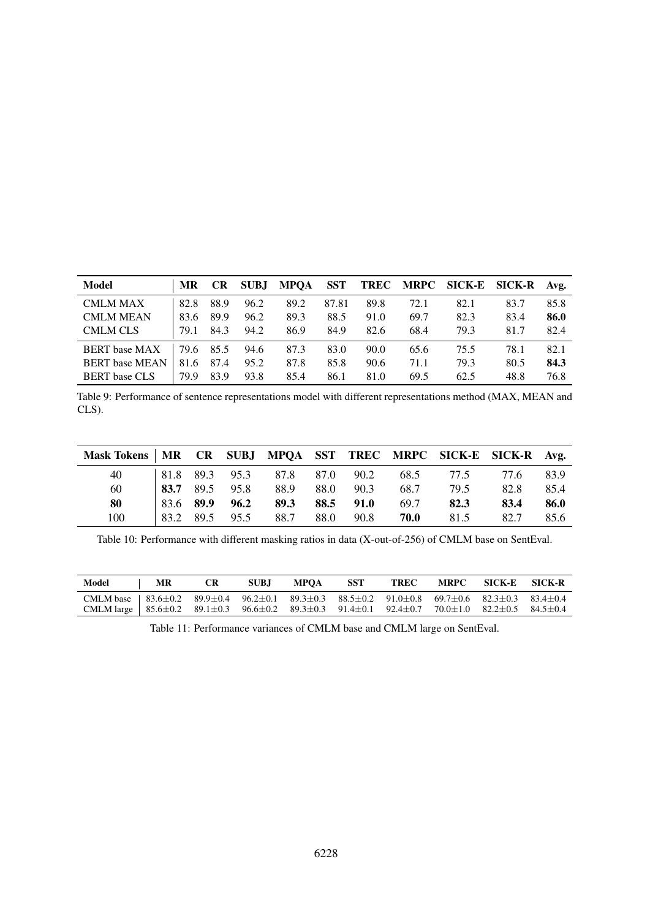| **Model** | **MR** | **CR** | **SUBJ** | **MPQA** | **SST** | **TREC** | **MRPC** | **SICK-E** | **SICK-R** | **Avg.** |
|---|---|---|---|---|---|---|---|---|---|---|
| CMLM MAX | 82.8 | 88.9 | 96.2 | 89.2 | 87.81 | 89.8 | 72.1 | 82.1 | 83.7 | 85.8 |
| CMLM MEAN | 83.6 | 89.9 | 96.2 | 89.3 | 88.5 | 91.0 | 69.7 | 82.3 | 83.4 | **86.0** |
| CMLM CLS | 79.1 | 84.3 | 94.2 | 86.9 | 84.9 | 82.6 | 68.4 | 79.3 | 81.7 | 82.4 |
| BERT base MAX | 79.6 | 85.5 | 94.6 | 87.3 | 83.0 | 90.0 | 65.6 | 75.5 | 78.1 | 82.1 |
| BERT base MEAN | 81.6 | 87.4 | 95.2 | 87.8 | 85.8 | 90.6 | 71.1 | 79.3 | 80.5 | **84.3** |
| BERT base CLS | 79.9 | 83.9 | 93.8 | 85.4 | 86.1 | 81.0 | 69.5 | 62.5 | 48.8 | 76.8 |

Table 9: Performance of sentence representations model with different representations method (MAX, MEAN and CLS).

| **Mask Tokens** | **MR** | **CR** | **SUBJ** | **MPQA** | **SST** | **TREC** | **MRPC** | **SICK-E** | **SICK-R** | **Avg.** |
|---|---|---|---|---|---|---|---|---|---|---|
| 40 | 81.8 | 89.3 | 95.3 | 87.8 | 87.0 | 90.2 | 68.5 | 77.5 | 77.6 | 83.9 |
| 60 | **83.7** | 89.5 | 95.8 | 88.9 | 88.0 | 90.3 | 68.7 | 79.5 | 82.8 | 85.4 |
| **80** | 83.6 | **89.9** | **96.2** | **89.3** | **88.5** | **91.0** | 69.7 | **82.3** | **83.4** | **86.0** |
| 100 | 83.2 | 89.5 | 95.5 | 88.7 | 88.0 | 90.8 | **70.0** | 81.5 | 82.7 | 85.6 |

Table 10: Performance with different masking ratios in data (X-out-of-256) of CMLM base on SentEval.

| **Model** | **MR** | **CR** | **SUBJ** | **MPQA** | **SST** | **TREC** | **MRPC** | **SICK-E** | **SICK-R** |
|---|---|---|---|---|---|---|---|---|---|
| CMLM base | $83.6 \pm 0.2$ | $89.9 \pm 0.4$ | $96.2 \pm 0.1$ | $89.3 \pm 0.3$ | $88.5 \pm 0.2$ | $91.0 \pm 0.8$ | $69.7 \pm 0.6$ | $82.3 \pm 0.3$ | $83.4 \pm 0.4$ |
| CMLM large | $85.6 \pm 0.2$ | $89.1 \pm 0.3$ | $96.6 \pm 0.2$ | $89.3 \pm 0.3$ | $91.4 \pm 0.1$ | $92.4 \pm 0.7$ | $70.0 \pm 1.0$ | $82.2 \pm 0.5$ | $84.5 \pm 0.4$ |

Table 11: Performance variances of CMLM base and CMLM large on SentEval.